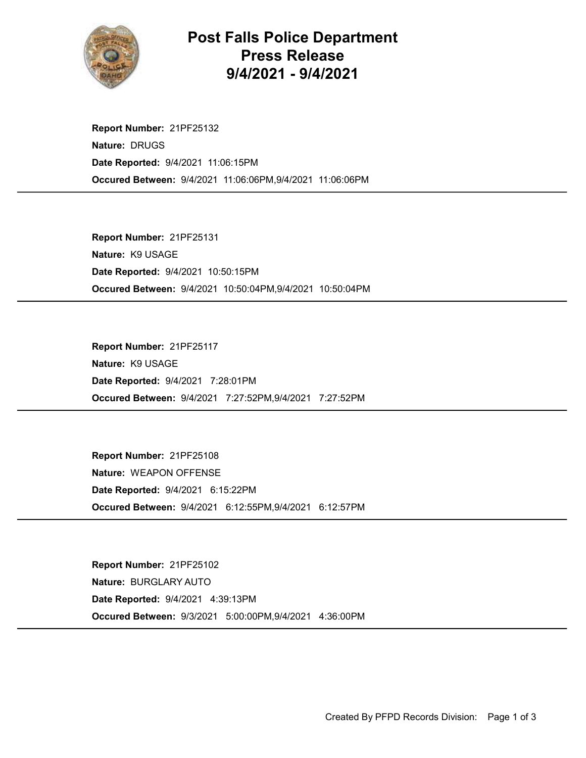# Post Falls Police Department
# Press Release
# 9/4/2021 - 9/4/2021

**Report Number:** 21PF25132
**Nature:** DRUGS
**Date Reported:** 9/4/2021 11:06:15PM
**Occured Between:** 9/4/2021 11:06:06PM,9/4/2021 11:06:06PM

---

**Report Number:** 21PF25131
**Nature:** K9 USAGE
**Date Reported:** 9/4/2021 10:50:15PM
**Occured Between:** 9/4/2021 10:50:04PM,9/4/2021 10:50:04PM

---

**Report Number:** 21PF25117
**Nature:** K9 USAGE
**Date Reported:** 9/4/2021 7:28:01PM
**Occured Between:** 9/4/2021 7:27:52PM,9/4/2021 7:27:52PM

---

**Report Number:** 21PF25108
**Nature:** WEAPON OFFENSE
**Date Reported:** 9/4/2021 6:15:22PM
**Occured Between:** 9/4/2021 6:12:55PM,9/4/2021 6:12:57PM

---

**Report Number:** 21PF25102
**Nature:** BURGLARY AUTO
**Date Reported:** 9/4/2021 4:39:13PM
**Occured Between:** 9/3/2021 5:00:00PM,9/4/2021 4:36:00PM

---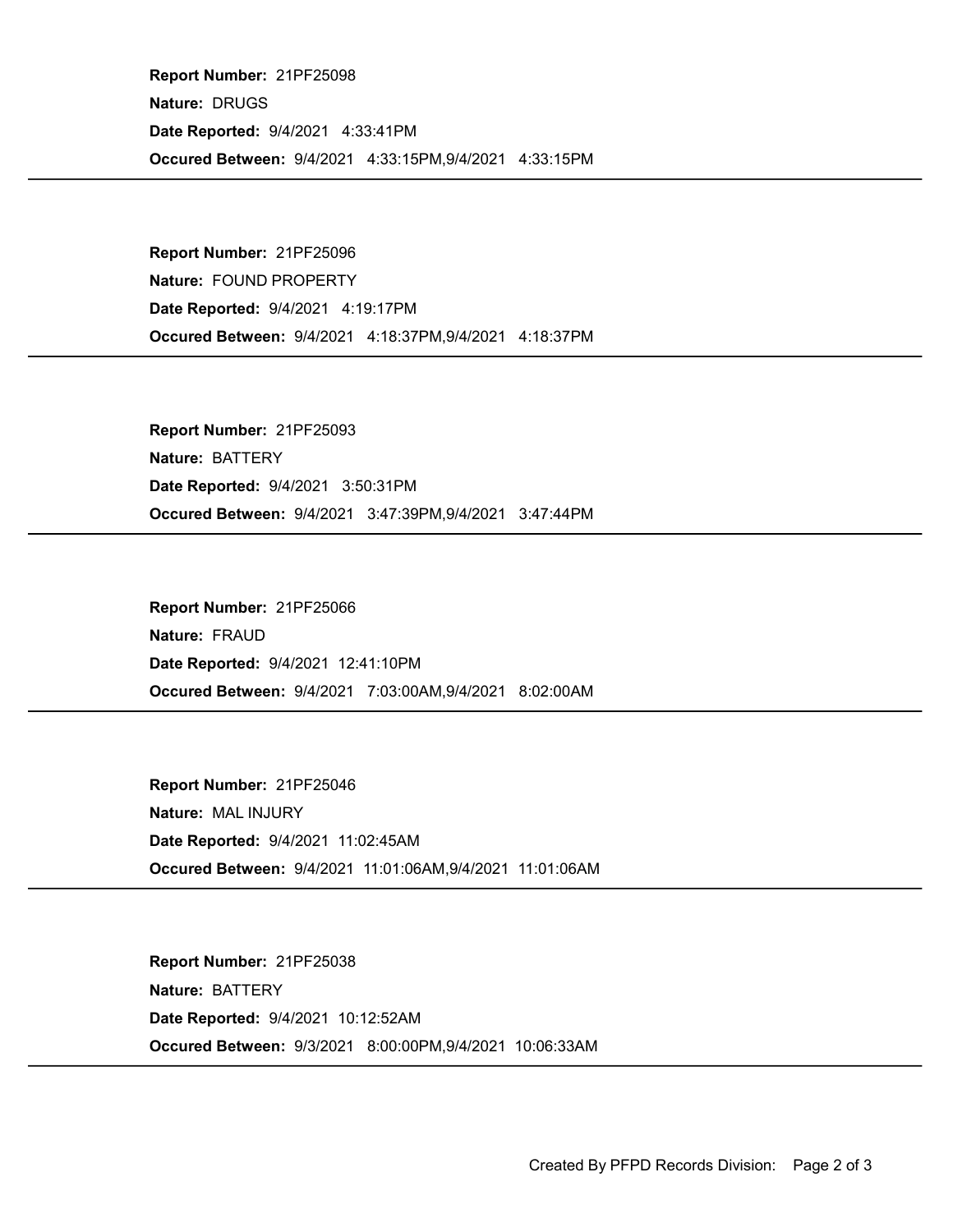**Report Number:** 21PF25098

**Nature:** DRUGS

**Date Reported:** 9/4/2021 4:33:41PM

**Occured Between:** 9/4/2021 4:33:15PM,9/4/2021 4:33:15PM

---

**Report Number:** 21PF25096

**Nature:** FOUND PROPERTY

**Date Reported:** 9/4/2021 4:19:17PM

**Occured Between:** 9/4/2021 4:18:37PM,9/4/2021 4:18:37PM

---

**Report Number:** 21PF25093

**Nature:** BATTERY

**Date Reported:** 9/4/2021 3:50:31PM

**Occured Between:** 9/4/2021 3:47:39PM,9/4/2021 3:47:44PM

---

**Report Number:** 21PF25066

**Nature:** FRAUD

**Date Reported:** 9/4/2021 12:41:10PM

**Occured Between:** 9/4/2021 7:03:00AM,9/4/2021 8:02:00AM

---

**Report Number:** 21PF25046

**Nature:** MAL INJURY

**Date Reported:** 9/4/2021 11:02:45AM

**Occured Between:** 9/4/2021 11:01:06AM,9/4/2021 11:01:06AM

---

**Report Number:** 21PF25038

**Nature:** BATTERY

**Date Reported:** 9/4/2021 10:12:52AM

**Occured Between:** 9/3/2021 8:00:00PM,9/4/2021 10:06:33AM

---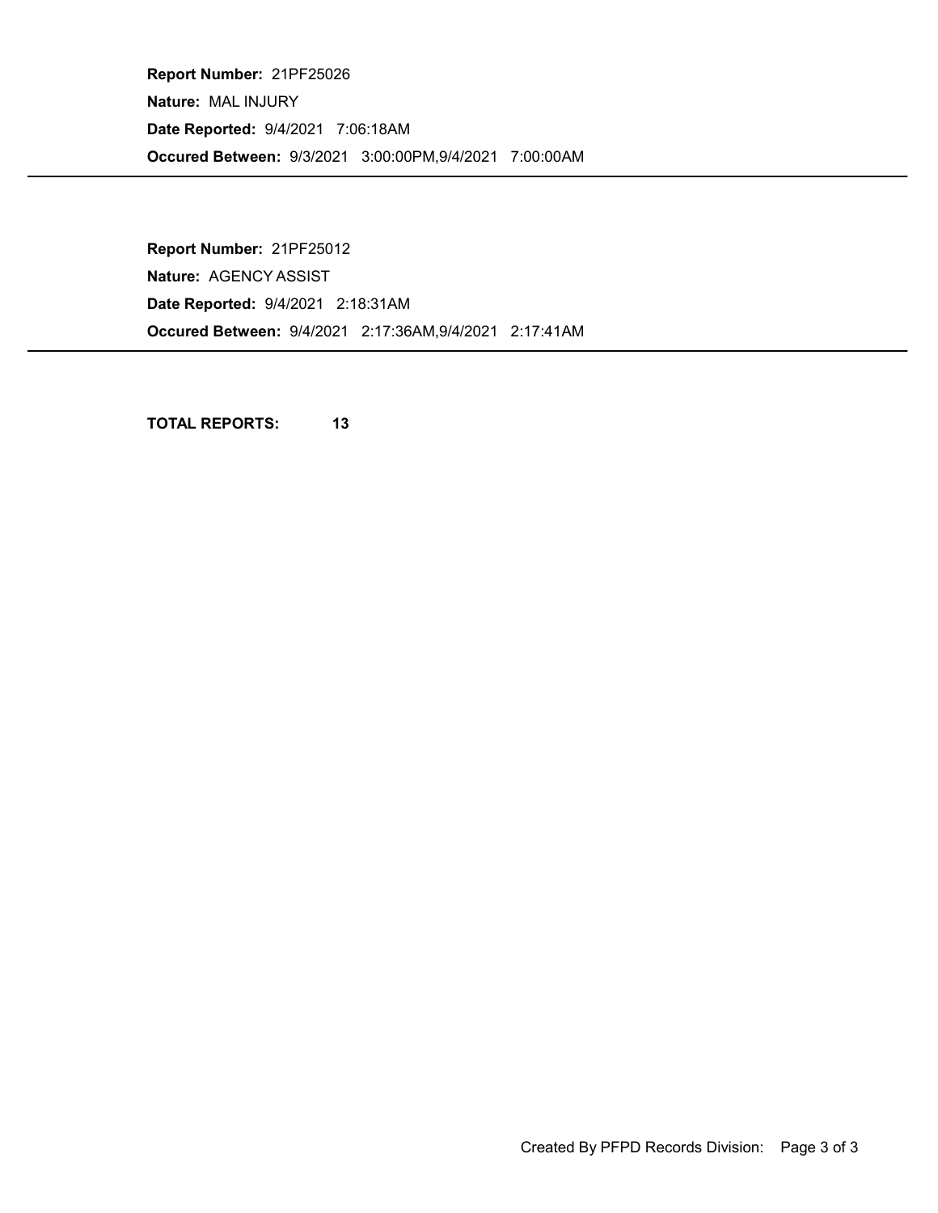**Report Number:** 21PF25026

**Nature:** MAL INJURY

**Date Reported:** 9/4/2021 7:06:18AM

**Occured Between:** 9/3/2021 3:00:00PM,9/4/2021 7:00:00AM

---

**Report Number:** 21PF25012

**Nature:** AGENCY ASSIST

**Date Reported:** 9/4/2021 2:18:31AM

**Occured Between:** 9/4/2021 2:17:36AM,9/4/2021 2:17:41AM

---

**TOTAL REPORTS: 13**

Created By PFPD Records Division: